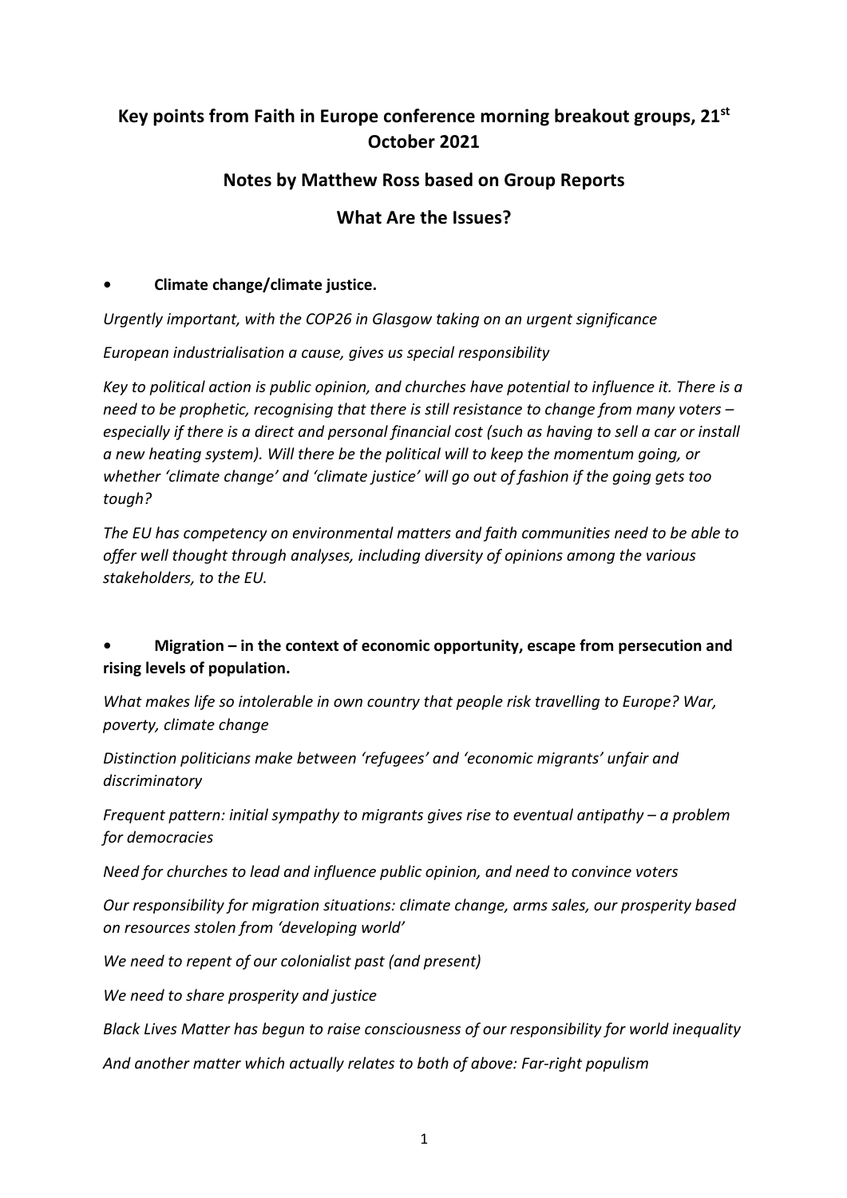# Key points from Faith in Europe conference morning breakout groups, 21st October 2021

## Notes by Matthew Ross based on Group Reports

## What Are the Issues?

- **Climate change/climate justice.**

*Urgently important, with the COP26 in Glasgow taking on an urgent significance*

*European industrialisation a cause, gives us special responsibility*

*Key to political action is public opinion, and churches have potential to influence it. There is a need to be prophetic, recognising that there is still resistance to change from many voters – especially if there is a direct and personal financial cost (such as having to sell a car or install a new heating system). Will there be the political will to keep the momentum going, or whether 'climate change' and 'climate justice' will go out of fashion if the going gets too tough?*

*The EU has competency on environmental matters and faith communities need to be able to offer well thought through analyses, including diversity of opinions among the various stakeholders, to the EU.*

- **Migration – in the context of economic opportunity, escape from persecution and rising levels of population.**

*What makes life so intolerable in own country that people risk travelling to Europe? War, poverty, climate change*

*Distinction politicians make between 'refugees' and 'economic migrants' unfair and discriminatory*

*Frequent pattern: initial sympathy to migrants gives rise to eventual antipathy – a problem for democracies*

*Need for churches to lead and influence public opinion, and need to convince voters*

*Our responsibility for migration situations: climate change, arms sales, our prosperity based on resources stolen from 'developing world'*

*We need to repent of our colonialist past (and present)*

*We need to share prosperity and justice*

*Black Lives Matter has begun to raise consciousness of our responsibility for world inequality*

*And another matter which actually relates to both of above: Far-right populism*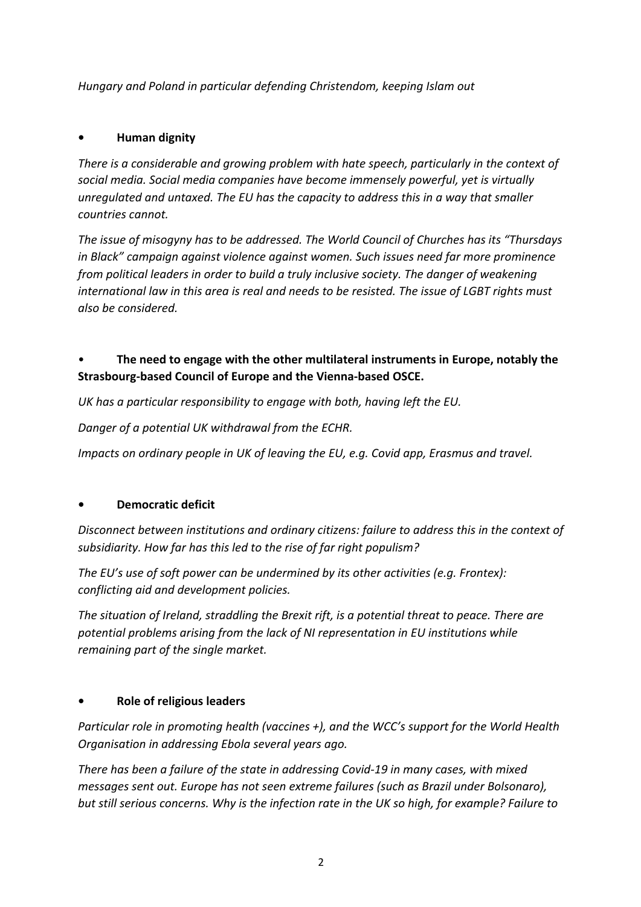*Hungary and Poland in particular defending Christendom, keeping Islam out*

- **Human dignity**

*There is a considerable and growing problem with hate speech, particularly in the context of social media. Social media companies have become immensely powerful, yet is virtually unregulated and untaxed. The EU has the capacity to address this in a way that smaller countries cannot.*

*The issue of misogyny has to be addressed. The World Council of Churches has its "Thursdays in Black" campaign against violence against women. Such issues need far more prominence from political leaders in order to build a truly inclusive society. The danger of weakening international law in this area is real and needs to be resisted. The issue of LGBT rights must also be considered.*

- **The need to engage with the other multilateral instruments in Europe, notably the Strasbourg-based Council of Europe and the Vienna-based OSCE.**

*UK has a particular responsibility to engage with both, having left the EU.*

*Danger of a potential UK withdrawal from the ECHR.*

*Impacts on ordinary people in UK of leaving the EU, e.g. Covid app, Erasmus and travel.*

- **Democratic deficit**

*Disconnect between institutions and ordinary citizens: failure to address this in the context of subsidiarity. How far has this led to the rise of far right populism?*

*The EU's use of soft power can be undermined by its other activities (e.g. Frontex): conflicting aid and development policies.*

*The situation of Ireland, straddling the Brexit rift, is a potential threat to peace. There are potential problems arising from the lack of NI representation in EU institutions while remaining part of the single market.*

- **Role of religious leaders**

*Particular role in promoting health (vaccines +), and the WCC's support for the World Health Organisation in addressing Ebola several years ago.*

*There has been a failure of the state in addressing Covid-19 in many cases, with mixed messages sent out. Europe has not seen extreme failures (such as Brazil under Bolsonaro), but still serious concerns. Why is the infection rate in the UK so high, for example? Failure to*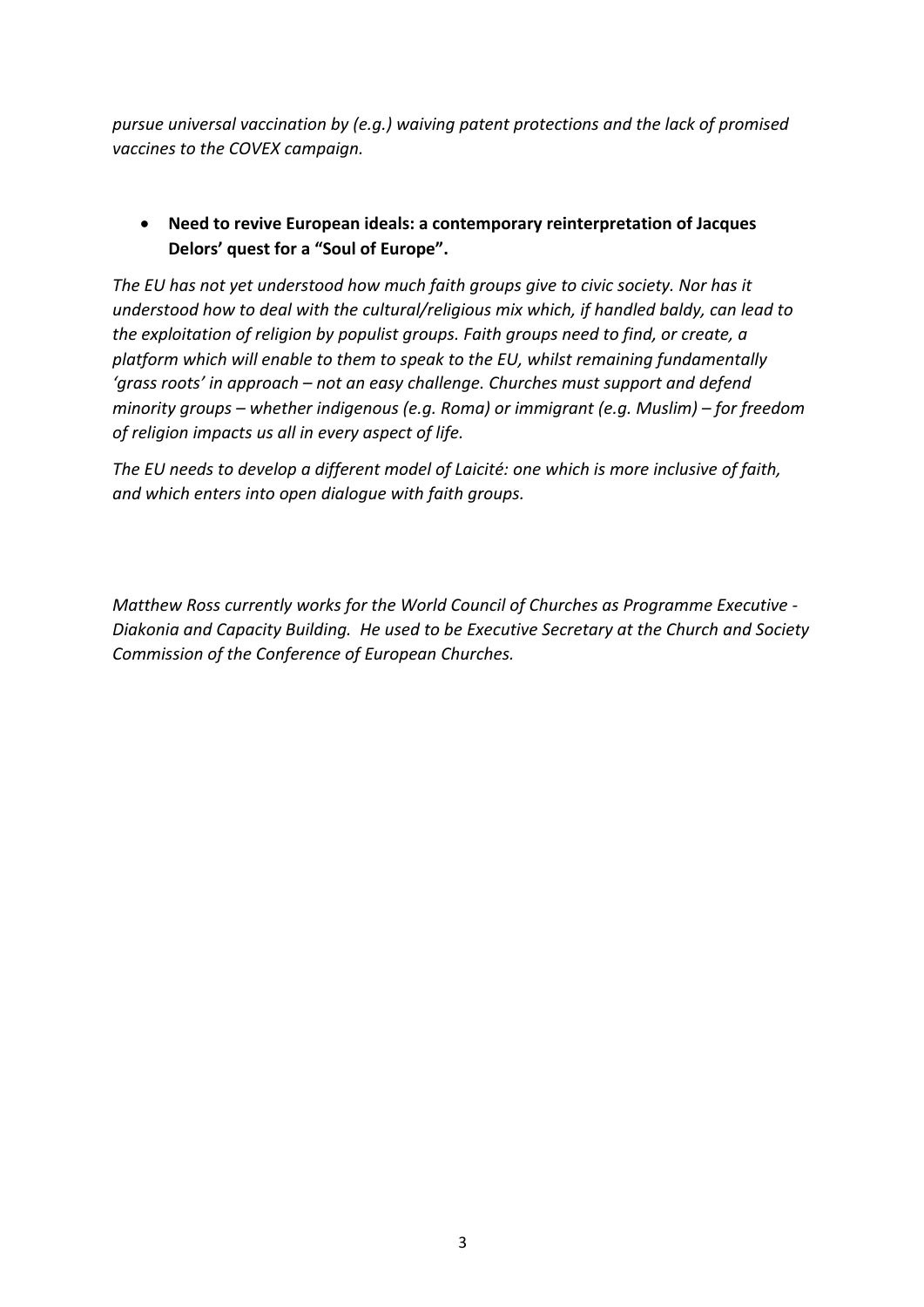*pursue universal vaccination by (e.g.) waiving patent protections and the lack of promised vaccines to the COVEX campaign.*

- **Need to revive European ideals: a contemporary reinterpretation of Jacques Delors' quest for a "Soul of Europe".**

*The EU has not yet understood how much faith groups give to civic society. Nor has it understood how to deal with the cultural/religious mix which, if handled baldy, can lead to the exploitation of religion by populist groups. Faith groups need to find, or create, a platform which will enable to them to speak to the EU, whilst remaining fundamentally 'grass roots' in approach – not an easy challenge. Churches must support and defend minority groups – whether indigenous (e.g. Roma) or immigrant (e.g. Muslim) – for freedom of religion impacts us all in every aspect of life.*

*The EU needs to develop a different model of Laicité: one which is more inclusive of faith, and which enters into open dialogue with faith groups.*

*Matthew Ross currently works for the World Council of Churches as Programme Executive - Diakonia and Capacity Building. He used to be Executive Secretary at the Church and Society Commission of the Conference of European Churches.*